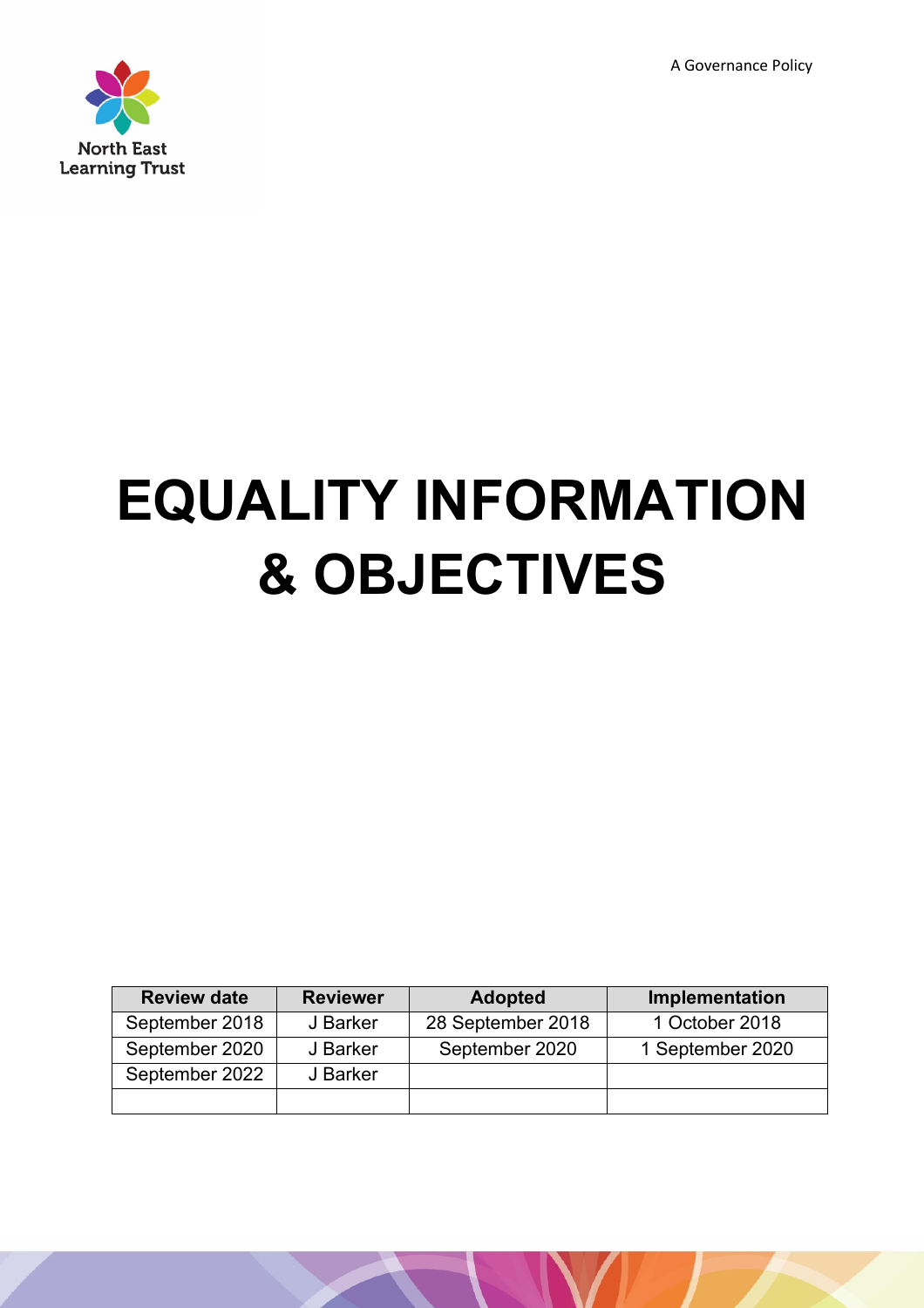A Governance Policy

North East Learning Trust

# EQUALITY INFORMATION & OBJECTIVES

| Review date | Reviewer | Adopted | Implementation |
|---|---|---|---|
| September 2018 | J Barker | 28 September 2018 | 1 October 2018 |
| September 2020 | J Barker | September 2020 | 1 September 2020 |
| September 2022 | J Barker | | |
| | | | |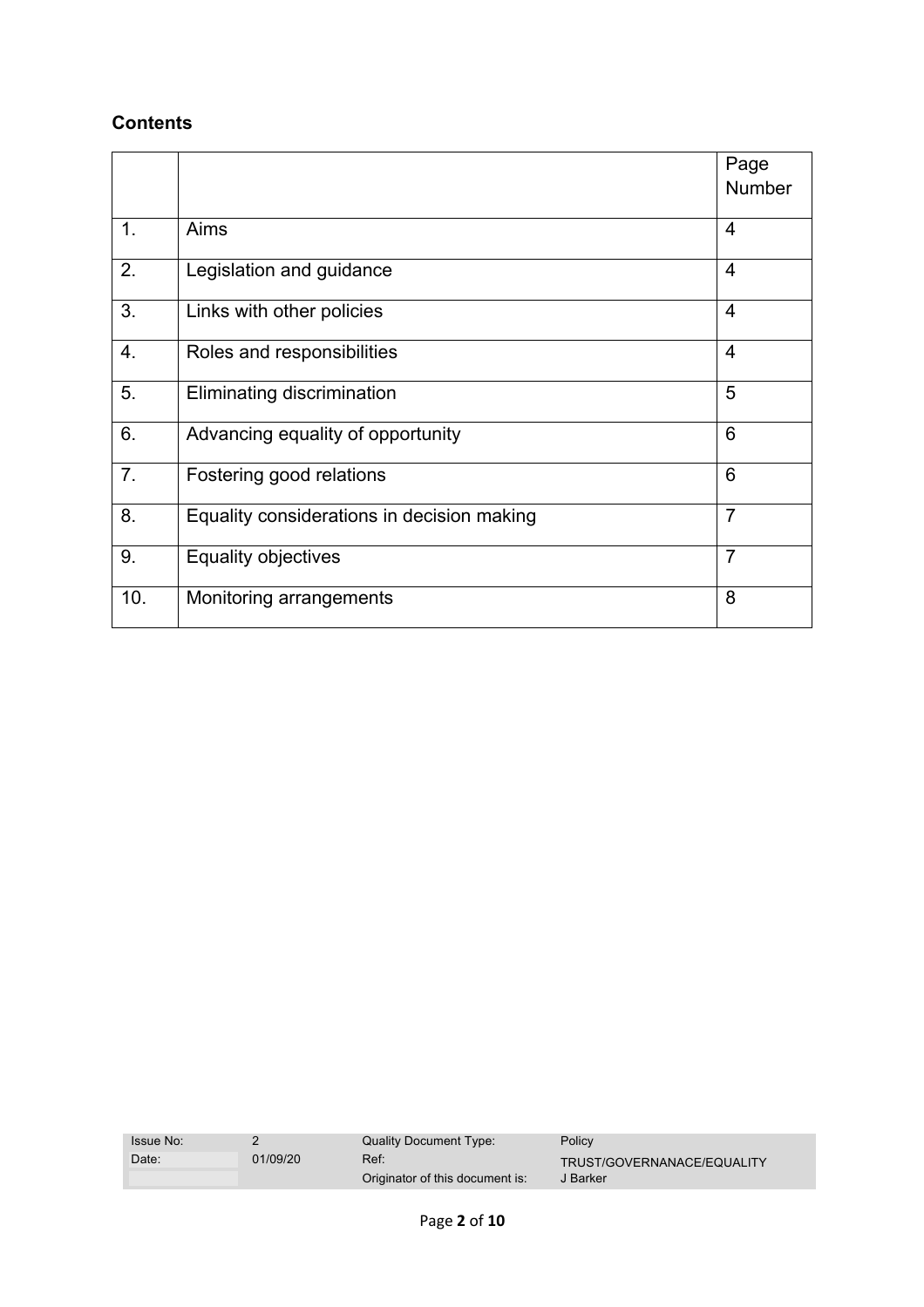**Contents**

| | | Page Number |
|---|---|---|
| 1. | Aims | 4 |
| 2. | Legislation and guidance | 4 |
| 3. | Links with other policies | 4 |
| 4. | Roles and responsibilities | 4 |
| 5. | Eliminating discrimination | 5 |
| 6. | Advancing equality of opportunity | 6 |
| 7. | Fostering good relations | 6 |
| 8. | Equality considerations in decision making | 7 |
| 9. | Equality objectives | 7 |
| 10. | Monitoring arrangements | 8 |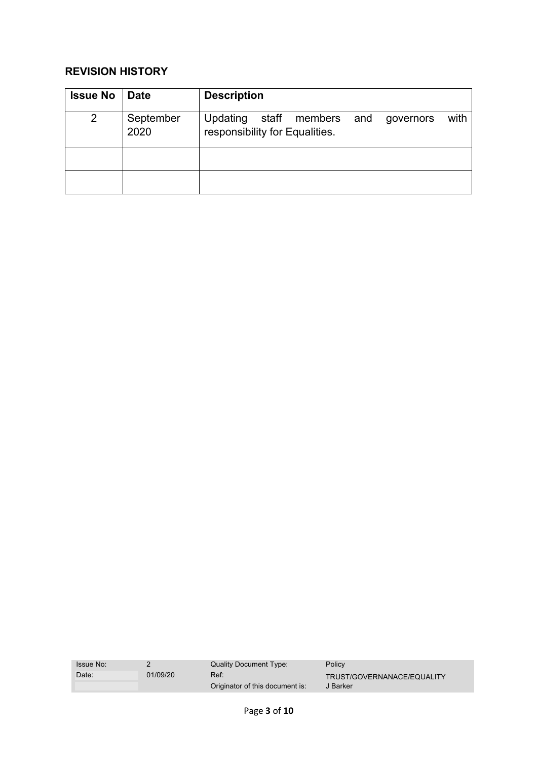## REVISION HISTORY

| Issue No | Date | Description |
|---|---|---|
| 2 | September 2020 | Updating staff members and governors with responsibility for Equalities. |
| | | |
| | | |

| Issue No: | 2 | Quality Document Type: | Policy |
|---|---|---|---|
| Date: | 01/09/20 | Ref: | TRUST/GOVERNANACE/EQUALITY |
| | | Originator of this document is: | J Barker |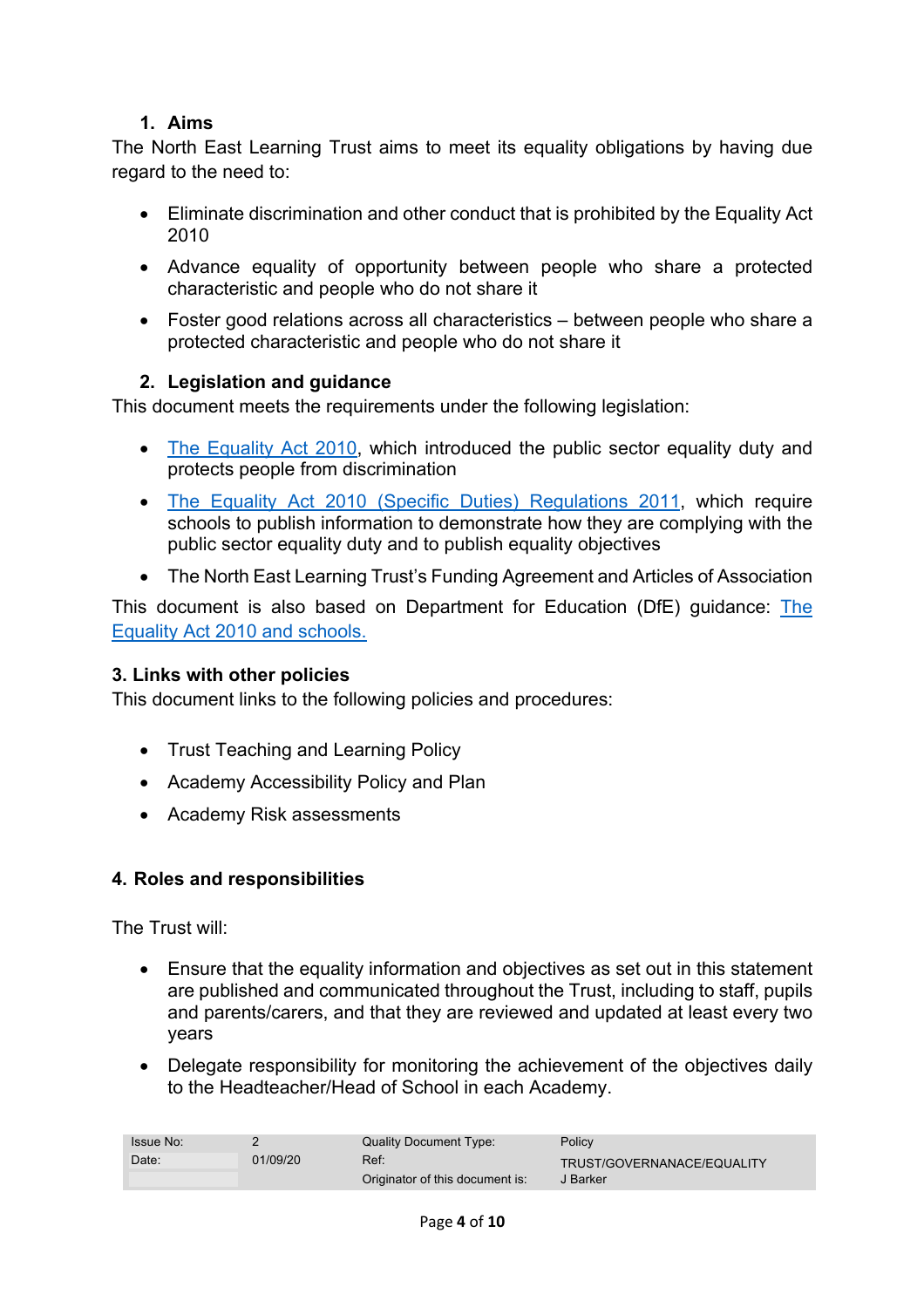## 1. Aims

The North East Learning Trust aims to meet its equality obligations by having due regard to the need to:

- Eliminate discrimination and other conduct that is prohibited by the Equality Act 2010
- Advance equality of opportunity between people who share a protected characteristic and people who do not share it
- Foster good relations across all characteristics – between people who share a protected characteristic and people who do not share it

## 2. Legislation and guidance

This document meets the requirements under the following legislation:

- The Equality Act 2010, which introduced the public sector equality duty and protects people from discrimination
- The Equality Act 2010 (Specific Duties) Regulations 2011, which require schools to publish information to demonstrate how they are complying with the public sector equality duty and to publish equality objectives
- The North East Learning Trust's Funding Agreement and Articles of Association

This document is also based on Department for Education (DfE) guidance: The Equality Act 2010 and schools.

## 3. Links with other policies

This document links to the following policies and procedures:

- Trust Teaching and Learning Policy
- Academy Accessibility Policy and Plan
- Academy Risk assessments

## 4. Roles and responsibilities

The Trust will:

- Ensure that the equality information and objectives as set out in this statement are published and communicated throughout the Trust, including to staff, pupils and parents/carers, and that they are reviewed and updated at least every two years
- Delegate responsibility for monitoring the achievement of the objectives daily to the Headteacher/Head of School in each Academy.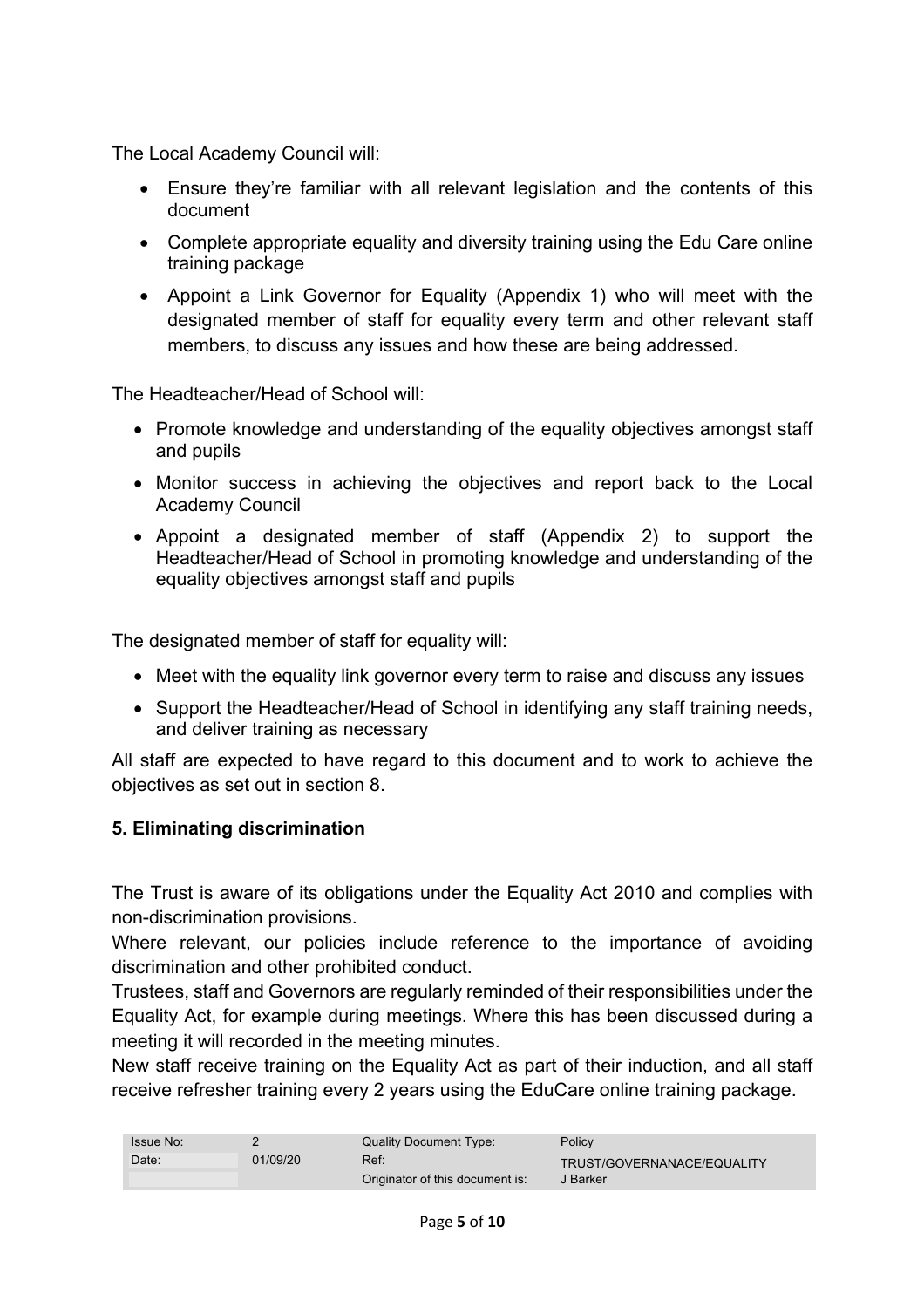The Local Academy Council will:

- Ensure they're familiar with all relevant legislation and the contents of this document
- Complete appropriate equality and diversity training using the Edu Care online training package
- Appoint a Link Governor for Equality (Appendix 1) who will meet with the designated member of staff for equality every term and other relevant staff members, to discuss any issues and how these are being addressed.

The Headteacher/Head of School will:

- Promote knowledge and understanding of the equality objectives amongst staff and pupils
- Monitor success in achieving the objectives and report back to the Local Academy Council
- Appoint a designated member of staff (Appendix 2) to support the Headteacher/Head of School in promoting knowledge and understanding of the equality objectives amongst staff and pupils

The designated member of staff for equality will:

- Meet with the equality link governor every term to raise and discuss any issues
- Support the Headteacher/Head of School in identifying any staff training needs, and deliver training as necessary

All staff are expected to have regard to this document and to work to achieve the objectives as set out in section 8.

**5. Eliminating discrimination**

The Trust is aware of its obligations under the Equality Act 2010 and complies with non-discrimination provisions.

Where relevant, our policies include reference to the importance of avoiding discrimination and other prohibited conduct.

Trustees, staff and Governors are regularly reminded of their responsibilities under the Equality Act, for example during meetings. Where this has been discussed during a meeting it will recorded in the meeting minutes.

New staff receive training on the Equality Act as part of their induction, and all staff receive refresher training every 2 years using the EduCare online training package.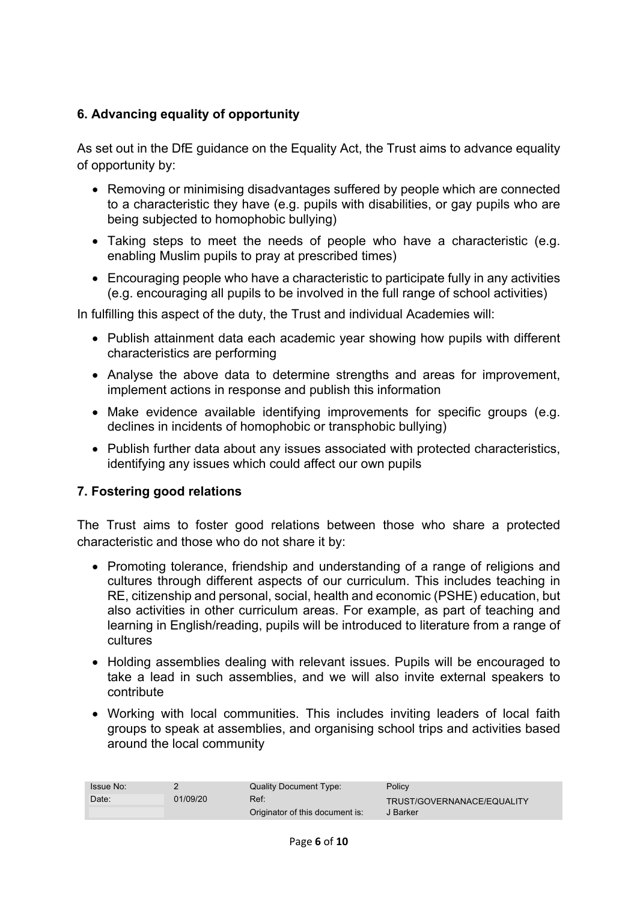## 6. Advancing equality of opportunity

As set out in the DfE guidance on the Equality Act, the Trust aims to advance equality of opportunity by:

- Removing or minimising disadvantages suffered by people which are connected to a characteristic they have (e.g. pupils with disabilities, or gay pupils who are being subjected to homophobic bullying)
- Taking steps to meet the needs of people who have a characteristic (e.g. enabling Muslim pupils to pray at prescribed times)
- Encouraging people who have a characteristic to participate fully in any activities (e.g. encouraging all pupils to be involved in the full range of school activities)

In fulfilling this aspect of the duty, the Trust and individual Academies will:

- Publish attainment data each academic year showing how pupils with different characteristics are performing
- Analyse the above data to determine strengths and areas for improvement, implement actions in response and publish this information
- Make evidence available identifying improvements for specific groups (e.g. declines in incidents of homophobic or transphobic bullying)
- Publish further data about any issues associated with protected characteristics, identifying any issues which could affect our own pupils

## 7. Fostering good relations

The Trust aims to foster good relations between those who share a protected characteristic and those who do not share it by:

- Promoting tolerance, friendship and understanding of a range of religions and cultures through different aspects of our curriculum. This includes teaching in RE, citizenship and personal, social, health and economic (PSHE) education, but also activities in other curriculum areas. For example, as part of teaching and learning in English/reading, pupils will be introduced to literature from a range of cultures
- Holding assemblies dealing with relevant issues. Pupils will be encouraged to take a lead in such assemblies, and we will also invite external speakers to contribute
- Working with local communities. This includes inviting leaders of local faith groups to speak at assemblies, and organising school trips and activities based around the local community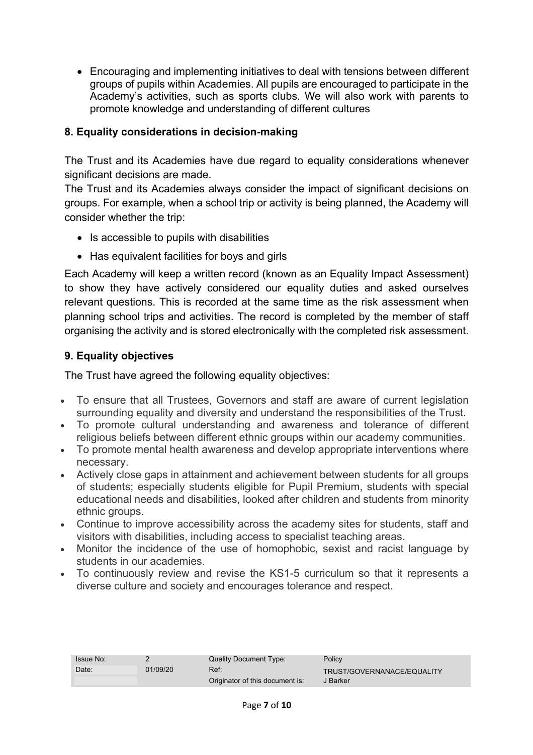- Encouraging and implementing initiatives to deal with tensions between different groups of pupils within Academies. All pupils are encouraged to participate in the Academy's activities, such as sports clubs. We will also work with parents to promote knowledge and understanding of different cultures

### 8. Equality considerations in decision-making

The Trust and its Academies have due regard to equality considerations whenever significant decisions are made.

The Trust and its Academies always consider the impact of significant decisions on groups. For example, when a school trip or activity is being planned, the Academy will consider whether the trip:

- Is accessible to pupils with disabilities
- Has equivalent facilities for boys and girls

Each Academy will keep a written record (known as an Equality Impact Assessment) to show they have actively considered our equality duties and asked ourselves relevant questions. This is recorded at the same time as the risk assessment when planning school trips and activities. The record is completed by the member of staff organising the activity and is stored electronically with the completed risk assessment.

### 9. Equality objectives

The Trust have agreed the following equality objectives:

- To ensure that all Trustees, Governors and staff are aware of current legislation surrounding equality and diversity and understand the responsibilities of the Trust.
- To promote cultural understanding and awareness and tolerance of different religious beliefs between different ethnic groups within our academy communities.
- To promote mental health awareness and develop appropriate interventions where necessary.
- Actively close gaps in attainment and achievement between students for all groups of students; especially students eligible for Pupil Premium, students with special educational needs and disabilities, looked after children and students from minority ethnic groups.
- Continue to improve accessibility across the academy sites for students, staff and visitors with disabilities, including access to specialist teaching areas.
- Monitor the incidence of the use of homophobic, sexist and racist language by students in our academies.
- To continuously review and revise the KS1-5 curriculum so that it represents a diverse culture and society and encourages tolerance and respect.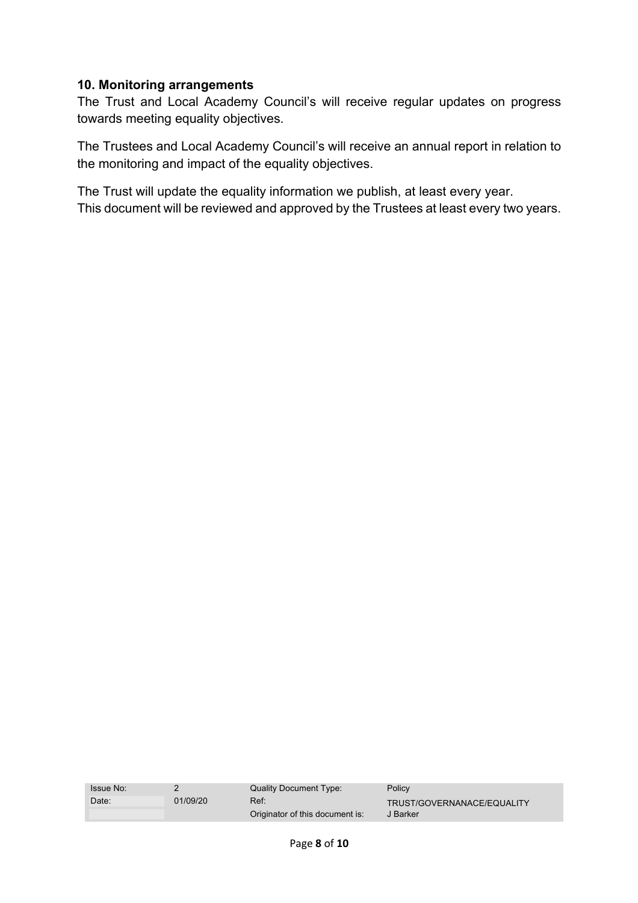### 10. Monitoring arrangements

The Trust and Local Academy Council's will receive regular updates on progress towards meeting equality objectives.

The Trustees and Local Academy Council's will receive an annual report in relation to the monitoring and impact of the equality objectives.

The Trust will update the equality information we publish, at least every year.
This document will be reviewed and approved by the Trustees at least every two years.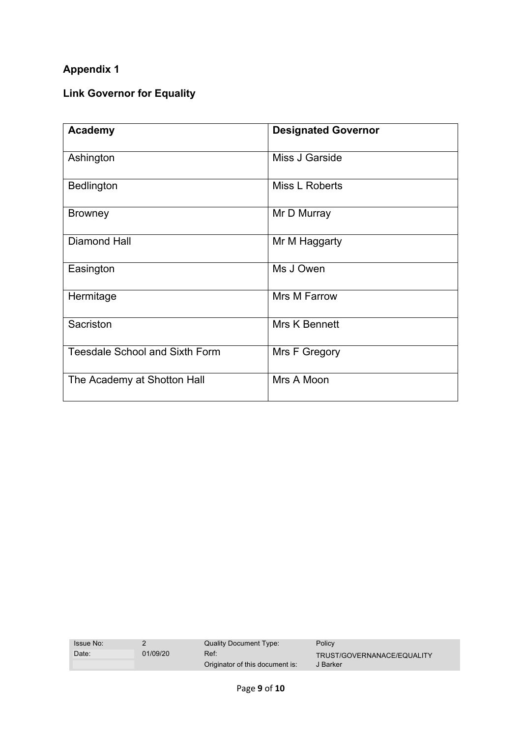## Appendix 1

### Link Governor for Equality

| Academy | Designated Governor |
|---|---|
| Ashington | Miss J Garside |
| Bedlington | Miss L Roberts |
| Browney | Mr D Murray |
| Diamond Hall | Mr M Haggarty |
| Easington | Ms J Owen |
| Hermitage | Mrs M Farrow |
| Sacriston | Mrs K Bennett |
| Teesdale School and Sixth Form | Mrs F Gregory |
| The Academy at Shotton Hall | Mrs A Moon |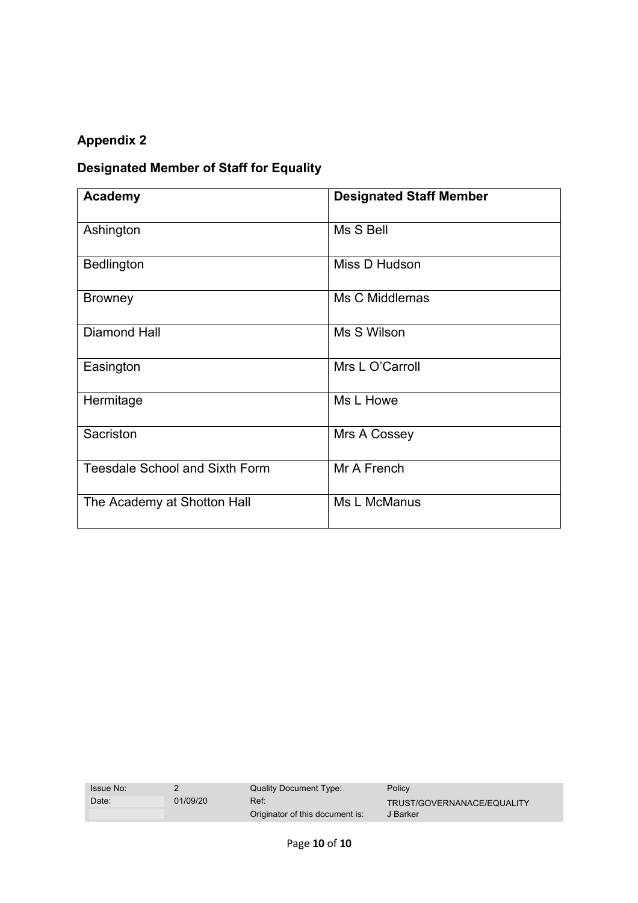## Appendix 2

## Designated Member of Staff for Equality

| Academy | Designated Staff Member |
|---|---|
| Ashington | Ms S Bell |
| Bedlington | Miss D Hudson |
| Browney | Ms C Middlemas |
| Diamond Hall | Ms S Wilson |
| Easington | Mrs L O'Carroll |
| Hermitage | Ms L Howe |
| Sacriston | Mrs A Cossey |
| Teesdale School and Sixth Form | Mr A French |
| The Academy at Shotton Hall | Ms L McManus |